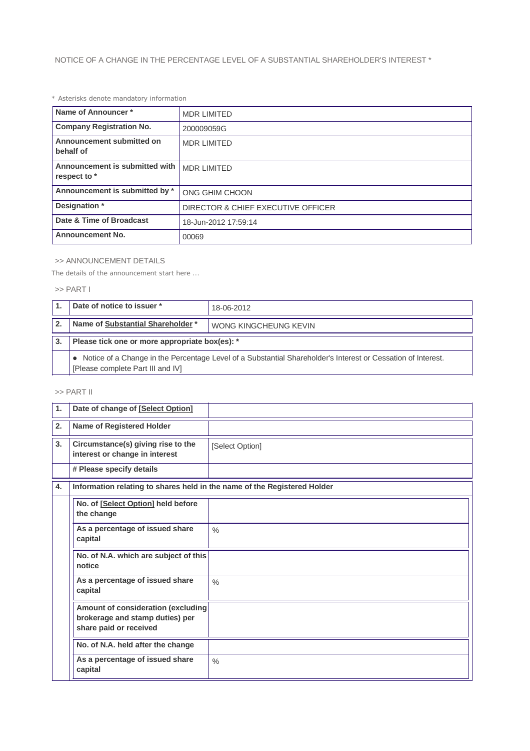NOTICE OF A CHANGE IN THE PERCENTAGE LEVEL OF A SUBSTANTIAL SHAREHOLDER'S INTEREST *

* Asterisks denote mandatory information

| | |
|---|---|
| **Name of Announcer *** | MDR LIMITED |
| **Company Registration No.** | 200009059G |
| **Announcement submitted on behalf of** | MDR LIMITED |
| **Announcement is submitted with respect to *** | MDR LIMITED |
| **Announcement is submitted by *** | ONG GHIM CHOON |
| **Designation *** | DIRECTOR & CHIEF EXECUTIVE OFFICER |
| **Date & Time of Broadcast** | 18-Jun-2012 17:59:14 |
| **Announcement No.** | 00069 |

>> ANNOUNCEMENT DETAILS

The details of the announcement start here ...

>> PART I

| | | |
|---|---|---|
| **1.** | **Date of notice to issuer *** | 18-06-2012 |
| **2.** | **Name of Substantial Shareholder *** | WONG KINGCHEUNG KEVIN |
| **3.** | **Please tick one or more appropriate box(es): *** | |
| | ● Notice of a Change in the Percentage Level of a Substantial Shareholder's Interest or Cessation of Interest. [Please complete Part III and IV] | |

>> PART II

| | | |
|---|---|---|
| **1.** | **Date of change of [Select Option]** | |
| **2.** | **Name of Registered Holder** | |
| **3.** | **Circumstance(s) giving rise to the interest or change in interest** | [Select Option] |
| | **# Please specify details** | |
| **4.** | **Information relating to shares held in the name of the Registered Holder** | |
| | **No. of [Select Option] held before the change** | |
| | **As a percentage of issued share capital** | % |
| | **No. of N.A. which are subject of this notice** | |
| | **As a percentage of issued share capital** | % |
| | **Amount of consideration (excluding brokerage and stamp duties) per share paid or received** | |
| | **No. of N.A. held after the change** | |
| | **As a percentage of issued share capital** | % |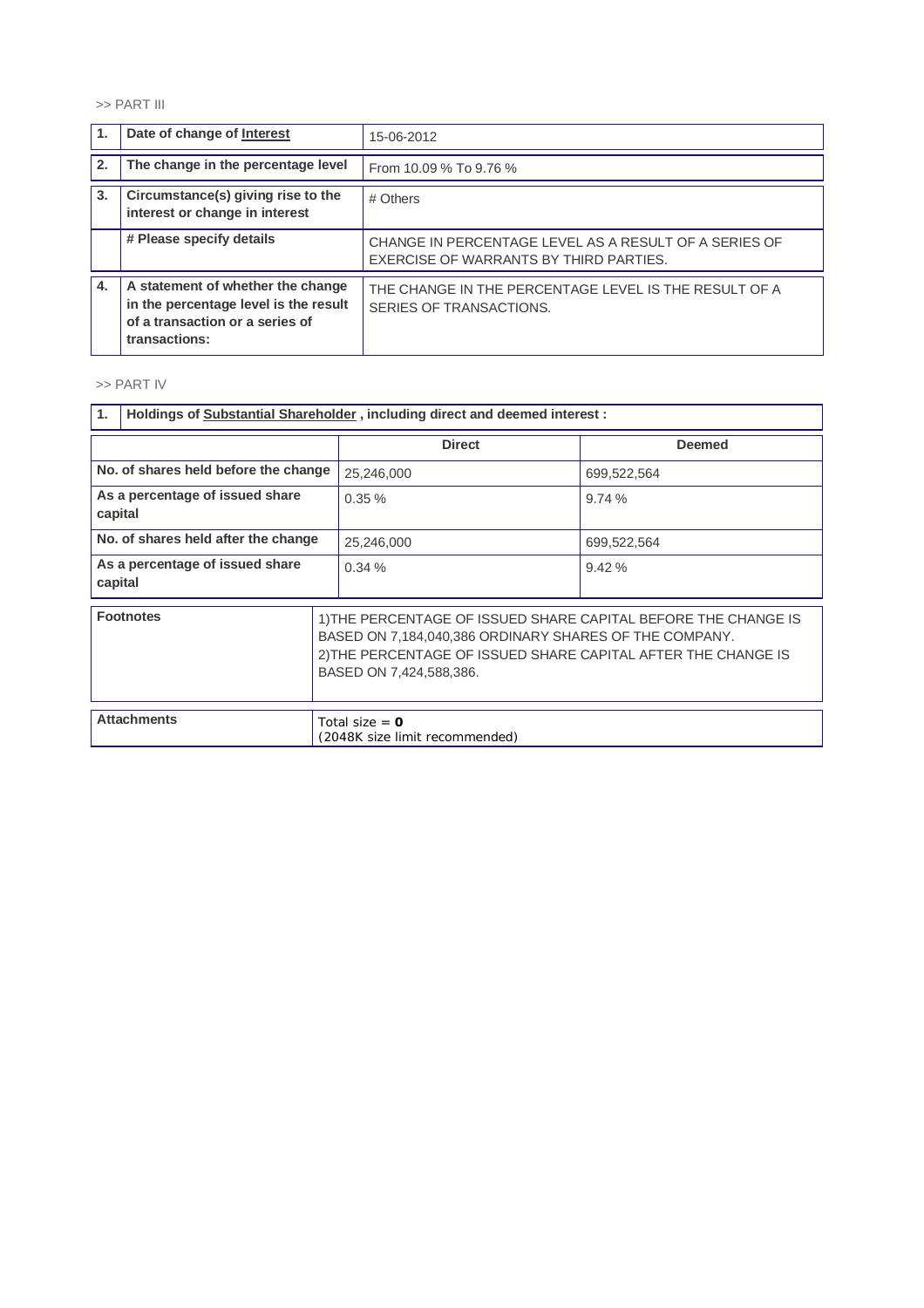>> PART III

| | | |
|---|---|---|
| **1.** | **Date of change of Interest** | 15-06-2012 |
| **2.** | **The change in the percentage level** | From 10.09 % To 9.76 % |
| **3.** | **Circumstance(s) giving rise to the interest or change in interest** | # Others |
| | **# Please specify details** | CHANGE IN PERCENTAGE LEVEL AS A RESULT OF A SERIES OF EXERCISE OF WARRANTS BY THIRD PARTIES. |
| **4.** | **A statement of whether the change in the percentage level is the result of a transaction or a series of transactions:** | THE CHANGE IN THE PERCENTAGE LEVEL IS THE RESULT OF A SERIES OF TRANSACTIONS. |

>> PART IV

**1. Holdings of Substantial Shareholder , including direct and deemed interest :**

| | **Direct** | **Deemed** |
|---|---|---|
| **No. of shares held before the change** | 25,246,000 | 699,522,564 |
| **As a percentage of issued share capital** | 0.35 % | 9.74 % |
| **No. of shares held after the change** | 25,246,000 | 699,522,564 |
| **As a percentage of issued share capital** | 0.34 % | 9.42 % |

| | |
|---|---|
| **Footnotes** | 1)THE PERCENTAGE OF ISSUED SHARE CAPITAL BEFORE THE CHANGE IS BASED ON 7,184,040,386 ORDINARY SHARES OF THE COMPANY.<br>2)THE PERCENTAGE OF ISSUED SHARE CAPITAL AFTER THE CHANGE IS BASED ON 7,424,588,386. |
| **Attachments** | Total size = **0**<br>(2048K size limit recommended) |